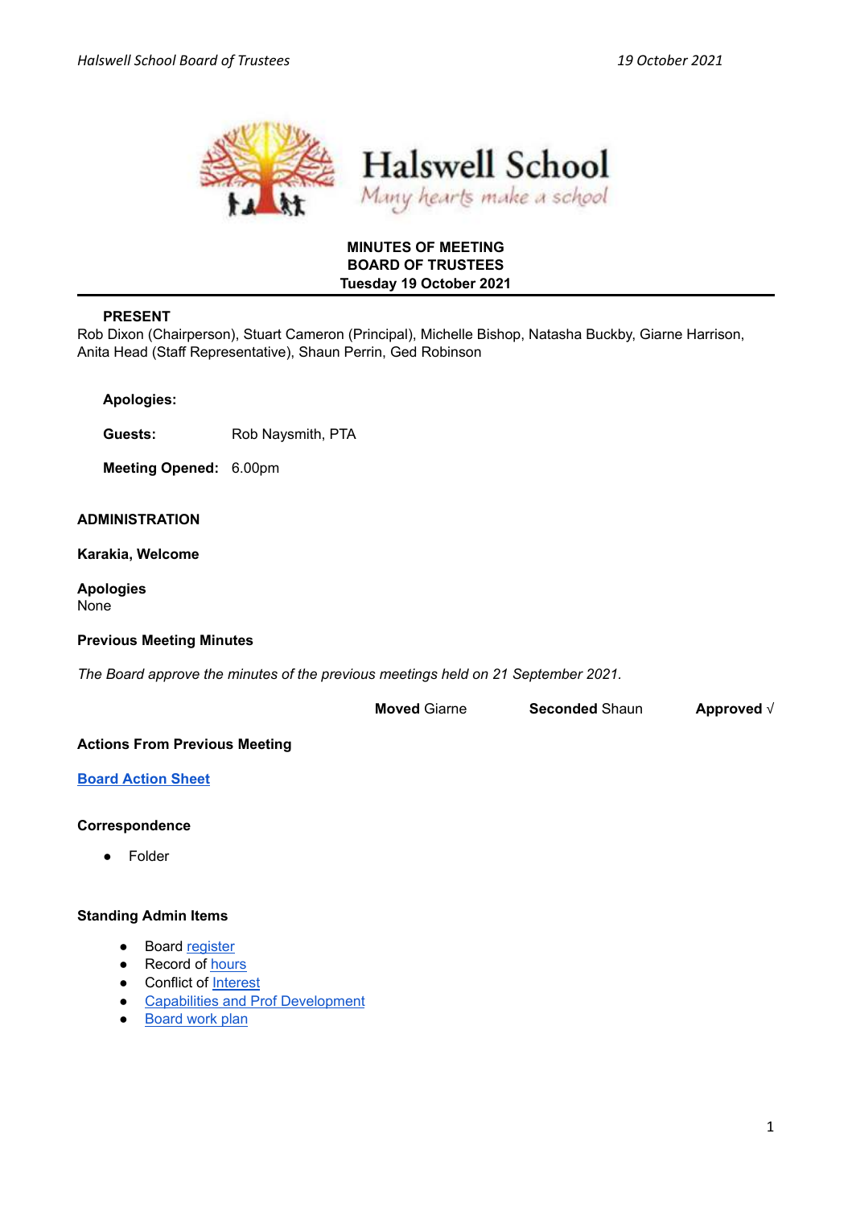# Halswell School

*Many hearts make a school*

**MINUTES OF MEETING**
**BOARD OF TRUSTEES**
**Tuesday 19 October 2021**

---

**PRESENT**

Rob Dixon (Chairperson), Stuart Cameron (Principal), Michelle Bishop, Natasha Buckby, Giarne Harrison, Anita Head (Staff Representative), Shaun Perrin, Ged Robinson

**Apologies:**

**Guests:** Rob Naysmith, PTA

**Meeting Opened:** 6.00pm

## ADMINISTRATION

### Karakia, Welcome

### Apologies

None

### Previous Meeting Minutes

*The Board approve the minutes of the previous meetings held on 21 September 2021.*

**Moved** Giarne **Seconded** Shaun **Approved** √

### Actions From Previous Meeting

**Board Action Sheet**

### Correspondence

- Folder

### Standing Admin Items

- Board register
- Record of hours
- Conflict of Interest
- Capabilities and Prof Development
- Board work plan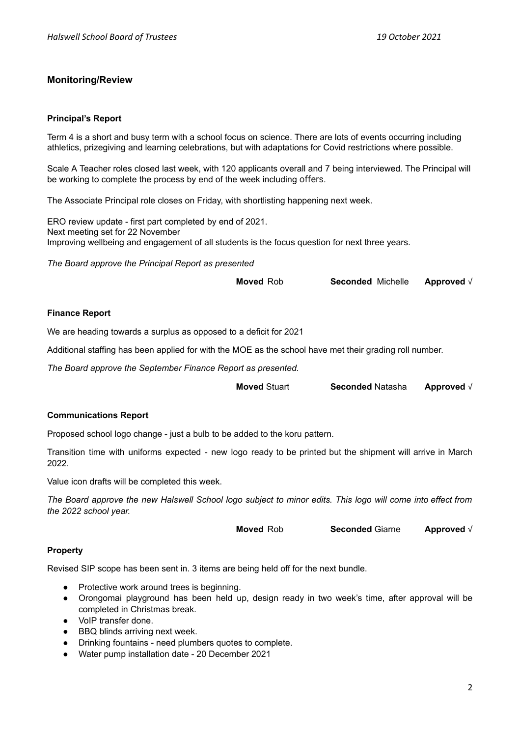## Monitoring/Review

### Principal's Report

Term 4 is a short and busy term with a school focus on science. There are lots of events occurring including athletics, prizegiving and learning celebrations, but with adaptations for Covid restrictions where possible.

Scale A Teacher roles closed last week, with 120 applicants overall and 7 being interviewed. The Principal will be working to complete the process by end of the week including offers.

The Associate Principal role closes on Friday, with shortlisting happening next week.

ERO review update - first part completed by end of 2021.
Next meeting set for 22 November
Improving wellbeing and engagement of all students is the focus question for next three years.

*The Board approve the Principal Report as presented*

**Moved** Rob **Seconded** Michelle **Approved** √

### Finance Report

We are heading towards a surplus as opposed to a deficit for 2021

Additional staffing has been applied for with the MOE as the school have met their grading roll number.

*The Board approve the September Finance Report as presented.*

**Moved** Stuart **Seconded** Natasha **Approved** √

### Communications Report

Proposed school logo change - just a bulb to be added to the koru pattern.

Transition time with uniforms expected - new logo ready to be printed but the shipment will arrive in March 2022.

Value icon drafts will be completed this week.

*The Board approve the new Halswell School logo subject to minor edits. This logo will come into effect from the 2022 school year.*

**Moved** Rob **Seconded** Giarne **Approved** √

### Property

Revised SIP scope has been sent in. 3 items are being held off for the next bundle.

- Protective work around trees is beginning.
- Orongomai playground has been held up, design ready in two week's time, after approval will be completed in Christmas break.
- VoIP transfer done.
- BBQ blinds arriving next week.
- Drinking fountains - need plumbers quotes to complete.
- Water pump installation date - 20 December 2021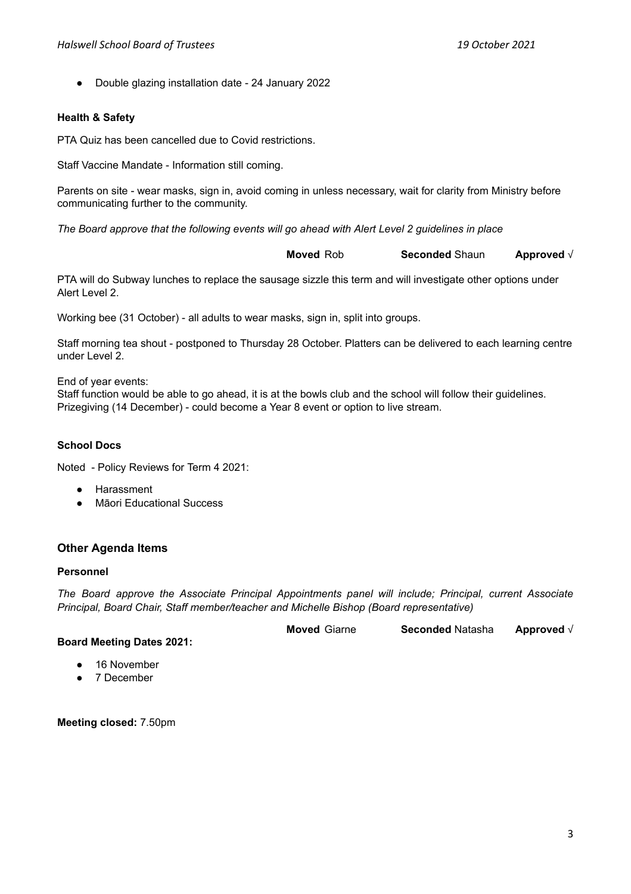- Double glazing installation date - 24 January 2022

**Health & Safety**

PTA Quiz has been cancelled due to Covid restrictions.

Staff Vaccine Mandate - Information still coming.

Parents on site - wear masks, sign in, avoid coming in unless necessary, wait for clarity from Ministry before communicating further to the community.

*The Board approve that the following events will go ahead with Alert Level 2 guidelines in place*

**Moved** Rob **Seconded** Shaun **Approved** √

PTA will do Subway lunches to replace the sausage sizzle this term and will investigate other options under Alert Level 2.

Working bee (31 October) - all adults to wear masks, sign in, split into groups.

Staff morning tea shout - postponed to Thursday 28 October. Platters can be delivered to each learning centre under Level 2.

End of year events:
Staff function would be able to go ahead, it is at the bowls club and the school will follow their guidelines.
Prizegiving (14 December) - could become a Year 8 event or option to live stream.

**School Docs**

Noted - Policy Reviews for Term 4 2021:

- Harassment
- Māori Educational Success

## Other Agenda Items

**Personnel**

*The Board approve the Associate Principal Appointments panel will include; Principal, current Associate Principal, Board Chair, Staff member/teacher and Michelle Bishop (Board representative)*

**Moved** Giarne **Seconded** Natasha **Approved** √

**Board Meeting Dates 2021:**

- 16 November
- 7 December

**Meeting closed:** 7.50pm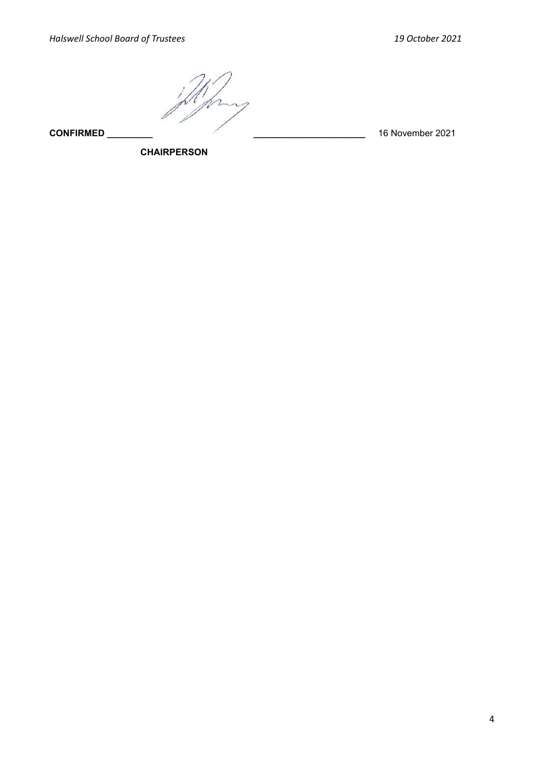**CONFIRMED** _________ ______________________ 16 November 2021

**CHAIRPERSON**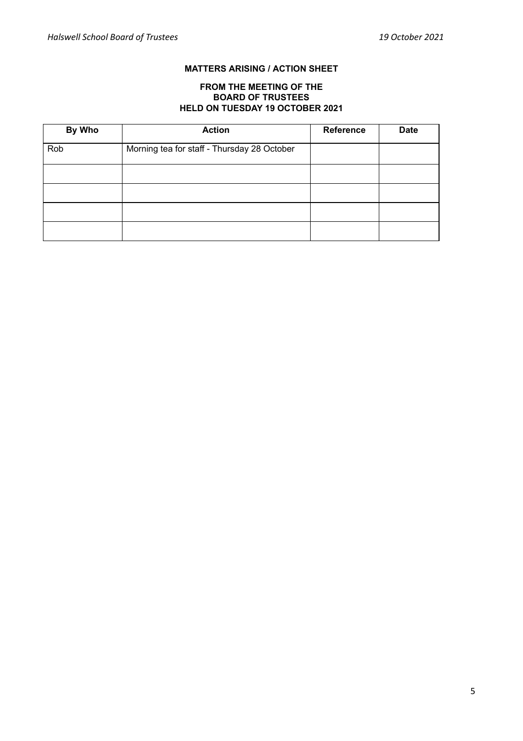**MATTERS ARISING / ACTION SHEET**

**FROM THE MEETING OF THE BOARD OF TRUSTEES HELD ON TUESDAY 19 OCTOBER 2021**

| By Who | Action | Reference | Date |
| --- | --- | --- | --- |
| Rob | Morning tea for staff - Thursday 28 October | | |
| | | | |
| | | | |
| | | | |
| | | | |